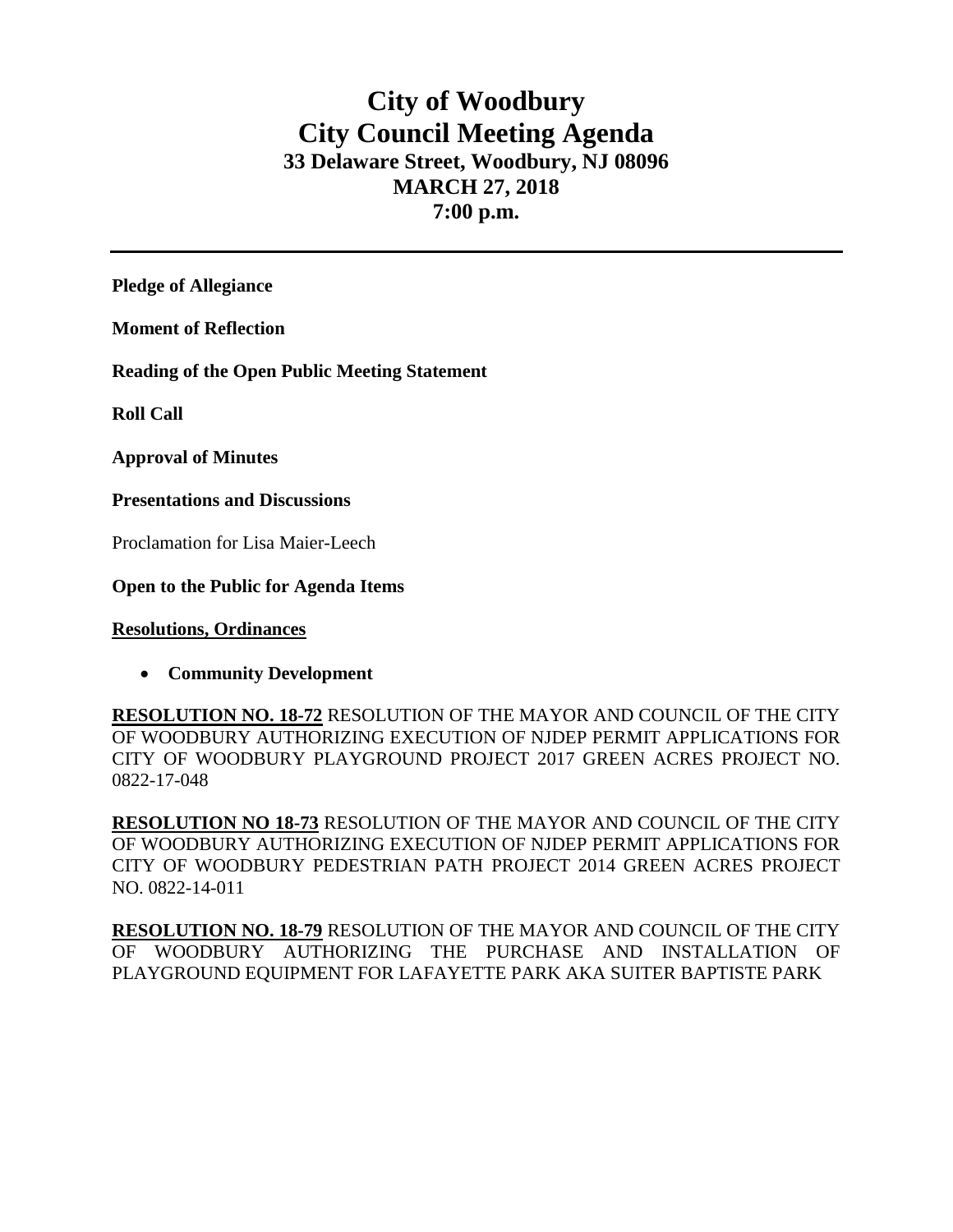# City of Woodbury
# City Council Meeting Agenda
### 33 Delaware Street, Woodbury, NJ 08096
### MARCH 27, 2018
### 7:00 p.m.

---

**Pledge of Allegiance**

**Moment of Reflection**

**Reading of the Open Public Meeting Statement**

**Roll Call**

**Approval of Minutes**

**Presentations and Discussions**

Proclamation for Lisa Maier-Leech

**Open to the Public for Agenda Items**

**Resolutions, Ordinances**

- **Community Development**

**RESOLUTION NO. 18-72** RESOLUTION OF THE MAYOR AND COUNCIL OF THE CITY OF WOODBURY AUTHORIZING EXECUTION OF NJDEP PERMIT APPLICATIONS FOR CITY OF WOODBURY PLAYGROUND PROJECT 2017 GREEN ACRES PROJECT NO. 0822-17-048

**RESOLUTION NO 18-73** RESOLUTION OF THE MAYOR AND COUNCIL OF THE CITY OF WOODBURY AUTHORIZING EXECUTION OF NJDEP PERMIT APPLICATIONS FOR CITY OF WOODBURY PEDESTRIAN PATH PROJECT 2014 GREEN ACRES PROJECT NO. 0822-14-011

**RESOLUTION NO. 18-79** RESOLUTION OF THE MAYOR AND COUNCIL OF THE CITY OF WOODBURY AUTHORIZING THE PURCHASE AND INSTALLATION OF PLAYGROUND EQUIPMENT FOR LAFAYETTE PARK AKA SUITER BAPTISTE PARK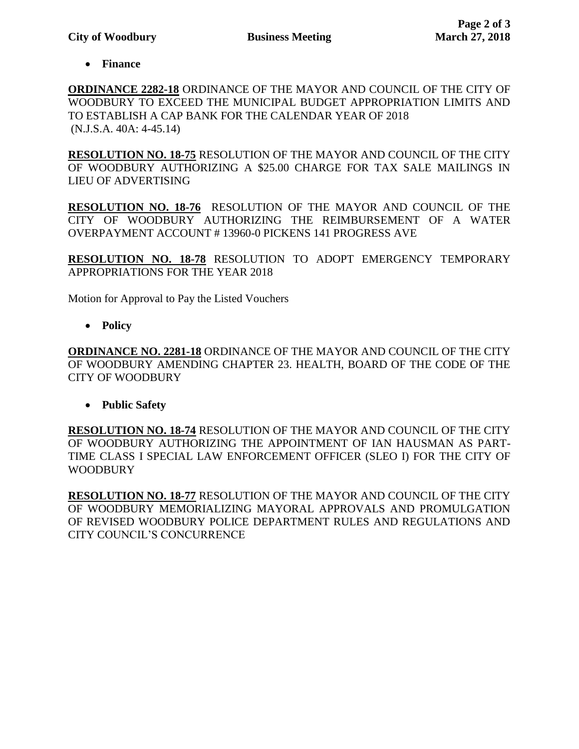- **Finance**

**ORDINANCE 2282-18** ORDINANCE OF THE MAYOR AND COUNCIL OF THE CITY OF WOODBURY TO EXCEED THE MUNICIPAL BUDGET APPROPRIATION LIMITS AND TO ESTABLISH A CAP BANK FOR THE CALENDAR YEAR OF 2018 (N.J.S.A. 40A: 4-45.14)

**RESOLUTION NO. 18-75** RESOLUTION OF THE MAYOR AND COUNCIL OF THE CITY OF WOODBURY AUTHORIZING A $25.00 CHARGE FOR TAX SALE MAILINGS IN LIEU OF ADVERTISING

**RESOLUTION NO. 18-76** RESOLUTION OF THE MAYOR AND COUNCIL OF THE CITY OF WOODBURY AUTHORIZING THE REIMBURSEMENT OF A WATER OVERPAYMENT ACCOUNT # 13960-0 PICKENS 141 PROGRESS AVE

**RESOLUTION NO. 18-78** RESOLUTION TO ADOPT EMERGENCY TEMPORARY APPROPRIATIONS FOR THE YEAR 2018

Motion for Approval to Pay the Listed Vouchers

- **Policy**

**ORDINANCE NO. 2281-18** ORDINANCE OF THE MAYOR AND COUNCIL OF THE CITY OF WOODBURY AMENDING CHAPTER 23. HEALTH, BOARD OF THE CODE OF THE CITY OF WOODBURY

- **Public Safety**

**RESOLUTION NO. 18-74** RESOLUTION OF THE MAYOR AND COUNCIL OF THE CITY OF WOODBURY AUTHORIZING THE APPOINTMENT OF IAN HAUSMAN AS PART-TIME CLASS I SPECIAL LAW ENFORCEMENT OFFICER (SLEO I) FOR THE CITY OF WOODBURY

**RESOLUTION NO. 18-77** RESOLUTION OF THE MAYOR AND COUNCIL OF THE CITY OF WOODBURY MEMORIALIZING MAYORAL APPROVALS AND PROMULGATION OF REVISED WOODBURY POLICE DEPARTMENT RULES AND REGULATIONS AND CITY COUNCIL'S CONCURRENCE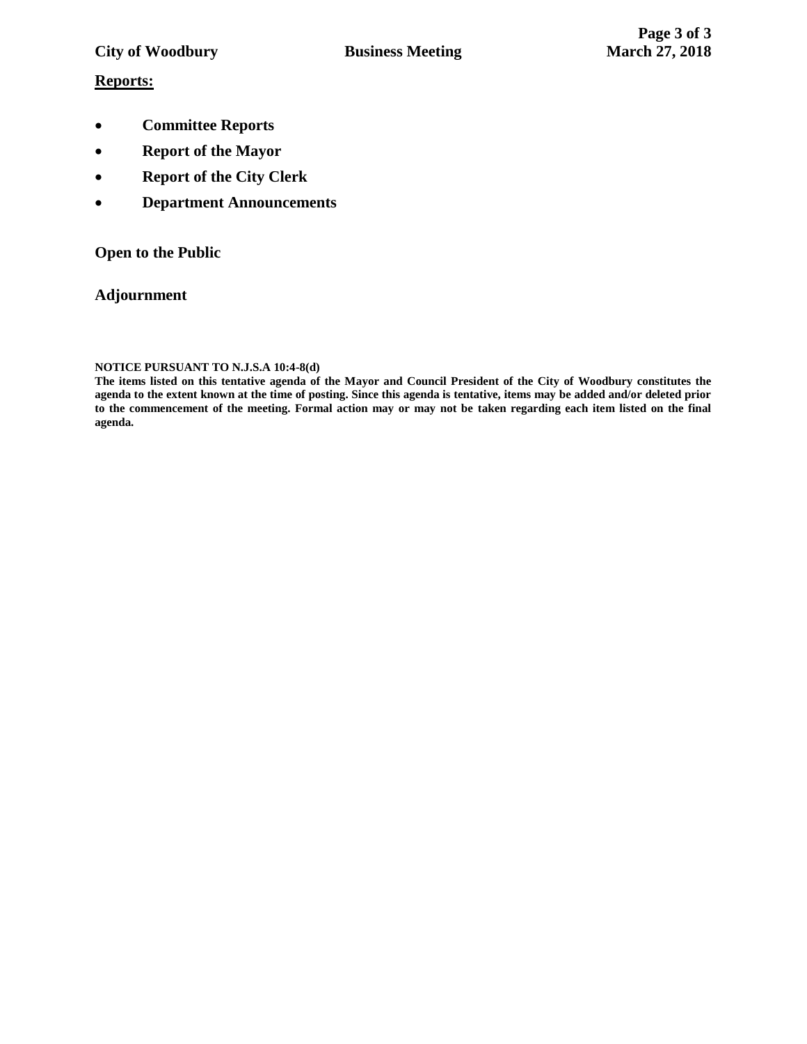**Reports:**

- **Committee Reports**
- **Report of the Mayor**
- **Report of the City Clerk**
- **Department Announcements**

**Open to the Public**

**Adjournment**

**NOTICE PURSUANT TO N.J.S.A 10:4-8(d)**
**The items listed on this tentative agenda of the Mayor and Council President of the City of Woodbury constitutes the agenda to the extent known at the time of posting. Since this agenda is tentative, items may be added and/or deleted prior to the commencement of the meeting. Formal action may or may not be taken regarding each item listed on the final agenda.**